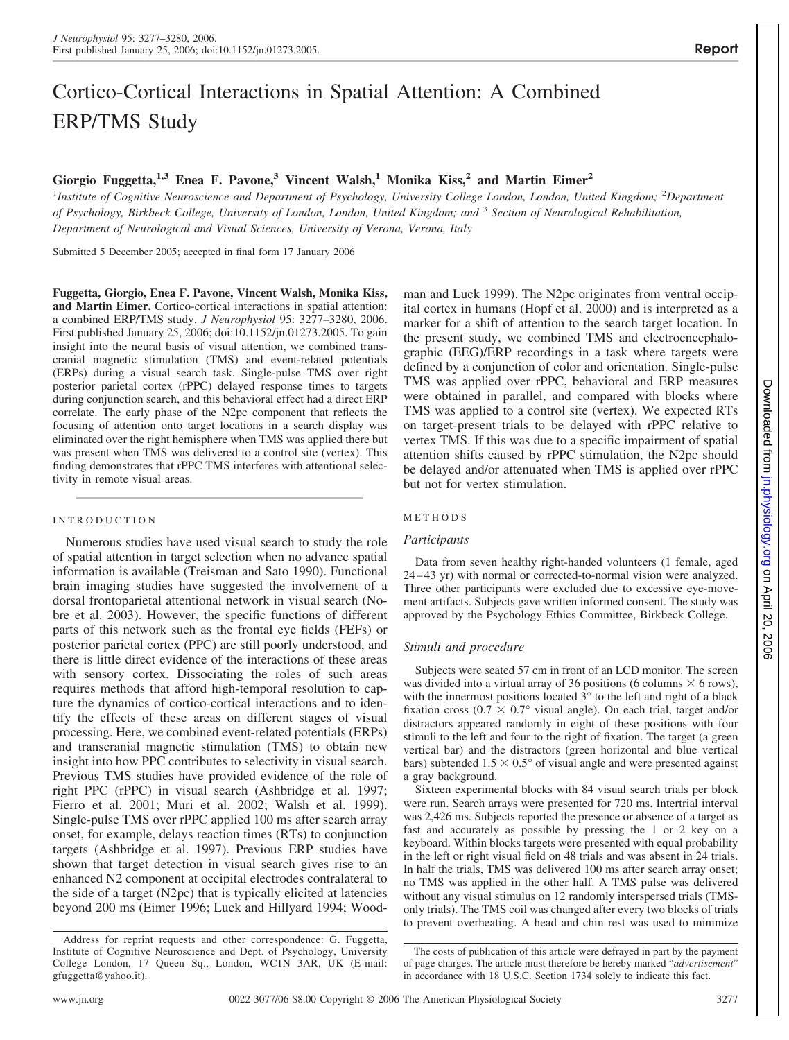# Cortico-Cortical Interactions in Spatial Attention: A Combined ERP/TMS Study

**Giorgio Fuggetta,[1,3] Enea F. Pavone,[3] Vincent Walsh,[1] Monika Kiss,[2] and Martin Eimer[2]**

[1]*Institute of Cognitive Neuroscience and Department of Psychology, University College London, London, United Kingdom;* [2]*Department of Psychology, Birkbeck College, University of London, London, United Kingdom; and* [3] *Section of Neurological Rehabilitation, Department of Neurological and Visual Sciences, University of Verona, Verona, Italy*

Submitted 5 December 2005; accepted in final form 17 January 2006

**Fuggetta, Giorgio, Enea F. Pavone, Vincent Walsh, Monika Kiss, and Martin Eimer.** Cortico-cortical interactions in spatial attention: a combined ERP/TMS study. *J Neurophysiol* 95: 3277–3280, 2006. First published January 25, 2006; doi:10.1152/jn.01273.2005. To gain insight into the neural basis of visual attention, we combined transcranial magnetic stimulation (TMS) and event-related potentials (ERPs) during a visual search task. Single-pulse TMS over right posterior parietal cortex (rPPC) delayed response times to targets during conjunction search, and this behavioral effect had a direct ERP correlate. The early phase of the N2pc component that reflects the focusing of attention onto target locations in a search display was eliminated over the right hemisphere when TMS was applied there but was present when TMS was delivered to a control site (vertex). This finding demonstrates that rPPC TMS interferes with attentional selectivity in remote visual areas.

## INTRODUCTION

Numerous studies have used visual search to study the role of spatial attention in target selection when no advance spatial information is available (Treisman and Sato 1990). Functional brain imaging studies have suggested the involvement of a dorsal frontoparietal attentional network in visual search (Nobre et al. 2003). However, the specific functions of different parts of this network such as the frontal eye fields (FEFs) or posterior parietal cortex (PPC) are still poorly understood, and there is little direct evidence of the interactions of these areas with sensory cortex. Dissociating the roles of such areas requires methods that afford high-temporal resolution to capture the dynamics of cortico-cortical interactions and to identify the effects of these areas on different stages of visual processing. Here, we combined event-related potentials (ERPs) and transcranial magnetic stimulation (TMS) to obtain new insight into how PPC contributes to selectivity in visual search. Previous TMS studies have provided evidence of the role of right PPC (rPPC) in visual search (Ashbridge et al. 1997; Fierro et al. 2001; Muri et al. 2002; Walsh et al. 1999). Single-pulse TMS over rPPC applied 100 ms after search array onset, for example, delays reaction times (RTs) to conjunction targets (Ashbridge et al. 1997). Previous ERP studies have shown that target detection in visual search gives rise to an enhanced N2 component at occipital electrodes contralateral to the side of a target (N2pc) that is typically elicited at latencies beyond 200 ms (Eimer 1996; Luck and Hillyard 1994; Woodman and Luck 1999). The N2pc originates from ventral occipital cortex in humans (Hopf et al. 2000) and is interpreted as a marker for a shift of attention to the search target location. In the present study, we combined TMS and electroencephalographic (EEG)/ERP recordings in a task where targets were defined by a conjunction of color and orientation. Single-pulse TMS was applied over rPPC, behavioral and ERP measures were obtained in parallel, and compared with blocks where TMS was applied to a control site (vertex). We expected RTs on target-present trials to be delayed with rPPC relative to vertex TMS. If this was due to a specific impairment of spatial attention shifts caused by rPPC stimulation, the N2pc should be delayed and/or attenuated when TMS is applied over rPPC but not for vertex stimulation.

## METHODS

### *Participants*

Data from seven healthy right-handed volunteers (1 female, aged 24–43 yr) with normal or corrected-to-normal vision were analyzed. Three other participants were excluded due to excessive eye-movement artifacts. Subjects gave written informed consent. The study was approved by the Psychology Ethics Committee, Birkbeck College.

### *Stimuli and procedure*

Subjects were seated 57 cm in front of an LCD monitor. The screen was divided into a virtual array of 36 positions (6 columns × 6 rows), with the innermost positions located 3° to the left and right of a black fixation cross (0.7 × 0.7° visual angle). On each trial, target and/or distractors appeared randomly in eight of these positions with four stimuli to the left and four to the right of fixation. The target (a green vertical bar) and the distractors (green horizontal and blue vertical bars) subtended 1.5 × 0.5° of visual angle and were presented against a gray background.

Sixteen experimental blocks with 84 visual search trials per block were run. Search arrays were presented for 720 ms. Intertrial interval was 2,426 ms. Subjects reported the presence or absence of a target as fast and accurately as possible by pressing the 1 or 2 key on a keyboard. Within blocks targets were presented with equal probability in the left or right visual field on 48 trials and was absent in 24 trials. In half the trials, TMS was delivered 100 ms after search array onset; no TMS was applied in the other half. A TMS pulse was delivered without any visual stimulus on 12 randomly interspersed trials (TMS-only trials). The TMS coil was changed after every two blocks of trials to prevent overheating. A head and chin rest was used to minimize

Address for reprint requests and other correspondence: G. Fuggetta, Institute of Cognitive Neuroscience and Dept. of Psychology, University College London, 17 Queen Sq., London, WC1N 3AR, UK (E-mail: gfuggetta@yahoo.it).

The costs of publication of this article were defrayed in part by the payment of page charges. The article must therefore be hereby marked "*advertisement*" in accordance with 18 U.S.C. Section 1734 solely to indicate this fact.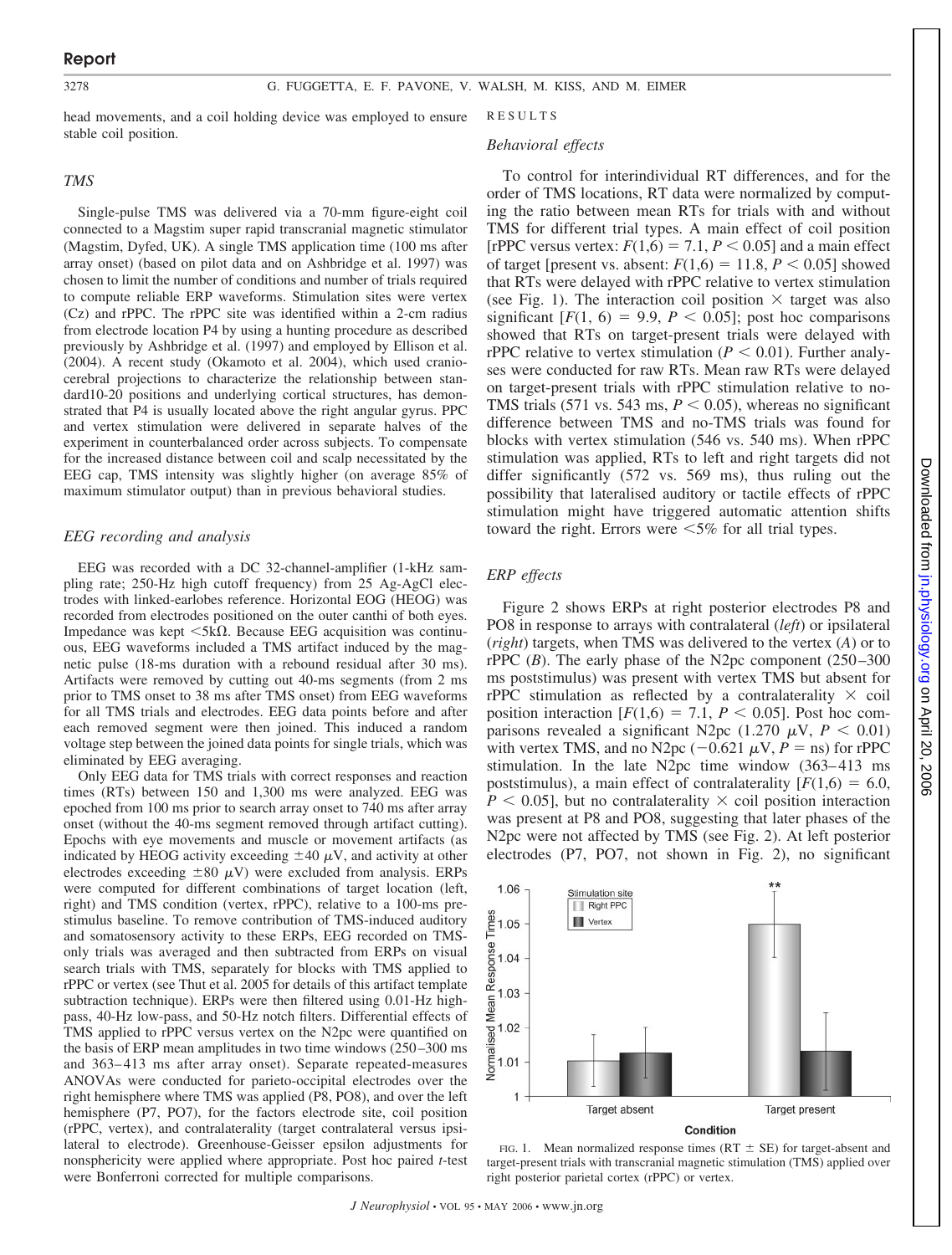head movements, and a coil holding device was employed to ensure stable coil position.

### TMS

Single-pulse TMS was delivered via a 70-mm figure-eight coil connected to a Magstim super rapid transcranial magnetic stimulator (Magstim, Dyfed, UK). A single TMS application time (100 ms after array onset) (based on pilot data and on Ashbridge et al. 1997) was chosen to limit the number of conditions and number of trials required to compute reliable ERP waveforms. Stimulation sites were vertex (Cz) and rPPC. The rPPC site was identified within a 2-cm radius from electrode location P4 by using a hunting procedure as described previously by Ashbridge et al. (1997) and employed by Ellison et al. (2004). A recent study (Okamoto et al. 2004), which used craniocerebral projections to characterize the relationship between standard10-20 positions and underlying cortical structures, has demonstrated that P4 is usually located above the right angular gyrus. PPC and vertex stimulation were delivered in separate halves of the experiment in counterbalanced order across subjects. To compensate for the increased distance between coil and scalp necessitated by the EEG cap, TMS intensity was slightly higher (on average 85% of maximum stimulator output) than in previous behavioral studies.

### EEG recording and analysis

EEG was recorded with a DC 32-channel-amplifier (1-kHz sampling rate; 250-Hz high cutoff frequency) from 25 Ag-AgCl electrodes with linked-earlobes reference. Horizontal EOG (HEOG) was recorded from electrodes positioned on the outer canthi of both eyes. Impedance was kept $<5\text{k}\Omega$. Because EEG acquisition was continuous, EEG waveforms included a TMS artifact induced by the magnetic pulse (18-ms duration with a rebound residual after 30 ms). Artifacts were removed by cutting out 40-ms segments (from 2 ms prior to TMS onset to 38 ms after TMS onset) from EEG waveforms for all TMS trials and electrodes. EEG data points before and after each removed segment were then joined. This induced a random voltage step between the joined data points for single trials, which was eliminated by EEG averaging.

Only EEG data for TMS trials with correct responses and reaction times (RTs) between 150 and 1,300 ms were analyzed. EEG was epoched from 100 ms prior to search array onset to 740 ms after array onset (without the 40-ms segment removed through artifact cutting). Epochs with eye movements and muscle or movement artifacts (as indicated by HEOG activity exceeding $\pm 40$ $\mu$V, and activity at other electrodes exceeding $\pm 80$ $\mu$V) were excluded from analysis. ERPs were computed for different combinations of target location (left, right) and TMS condition (vertex, rPPC), relative to a 100-ms prestimulus baseline. To remove contribution of TMS-induced auditory and somatosensory activity to these ERPs, EEG recorded on TMS-only trials was averaged and then subtracted from ERPs on visual search trials with TMS, separately for blocks with TMS applied to rPPC or vertex (see Thut et al. 2005 for details of this artifact template subtraction technique). ERPs were then filtered using 0.01-Hz high-pass, 40-Hz low-pass, and 50-Hz notch filters. Differential effects of TMS applied to rPPC versus vertex on the N2pc were quantified on the basis of ERP mean amplitudes in two time windows (250–300 ms and 363–413 ms after array onset). Separate repeated-measures ANOVAs were conducted for parieto-occipital electrodes over the right hemisphere where TMS was applied (P8, PO8), and over the left hemisphere (P7, PO7), for the factors electrode site, coil position (rPPC, vertex), and contralaterality (target contralateral versus ipsilateral to electrode). Greenhouse-Geisser epsilon adjustments for nonsphericity were applied where appropriate. Post hoc paired *t*-test were Bonferroni corrected for multiple comparisons.

## RESULTS

### Behavioral effects

To control for interindividual RT differences, and for the order of TMS locations, RT data were normalized by computing the ratio between mean RTs for trials with and without TMS for different trial types. A main effect of coil position [rPPC versus vertex: $F(1,6) = 7.1$, $P < 0.05$] and a main effect of target [present vs. absent: $F(1,6) = 11.8$, $P < 0.05$] showed that RTs were delayed with rPPC relative to vertex stimulation (see Fig. 1). The interaction coil position $\times$ target was also significant [$F(1, 6) = 9.9$, $P < 0.05$]; post hoc comparisons showed that RTs on target-present trials were delayed with rPPC relative to vertex stimulation ($P < 0.01$). Further analyses were conducted for raw RTs. Mean raw RTs were delayed on target-present trials with rPPC stimulation relative to no-TMS trials (571 vs. 543 ms, $P < 0.05$), whereas no significant difference between TMS and no-TMS trials was found for blocks with vertex stimulation (546 vs. 540 ms). When rPPC stimulation was applied, RTs to left and right targets did not differ significantly (572 vs. 569 ms), thus ruling out the possibility that lateralised auditory or tactile effects of rPPC stimulation might have triggered automatic attention shifts toward the right. Errors were $<5\%$ for all trial types.

### ERP effects

Figure 2 shows ERPs at right posterior electrodes P8 and PO8 in response to arrays with contralateral (*left*) or ipsilateral (*right*) targets, when TMS was delivered to the vertex (*A*) or to rPPC (*B*). The early phase of the N2pc component (250–300 ms poststimulus) was present with vertex TMS but absent for rPPC stimulation as reflected by a contralaterality $\times$ coil position interaction [$F(1,6) = 7.1$, $P < 0.05$]. Post hoc comparisons revealed a significant N2pc (1.270 $\mu$V, $P < 0.01$) with vertex TMS, and no N2pc ($-0.621$ $\mu$V, $P =$ ns) for rPPC stimulation. In the late N2pc time window (363–413 ms poststimulus), a main effect of contralaterality [$F(1,6) = 6.0$, $P < 0.05$], but no contralaterality $\times$ coil position interaction was present at P8 and PO8, suggesting that later phases of the N2pc were not affected by TMS (see Fig. 2). At left posterior electrodes (P7, PO7, not shown in Fig. 2), no significant

FIG. 1. Mean normalized response times (RT $\pm$ SE) for target-absent and target-present trials with transcranial magnetic stimulation (TMS) applied over right posterior parietal cortex (rPPC) or vertex.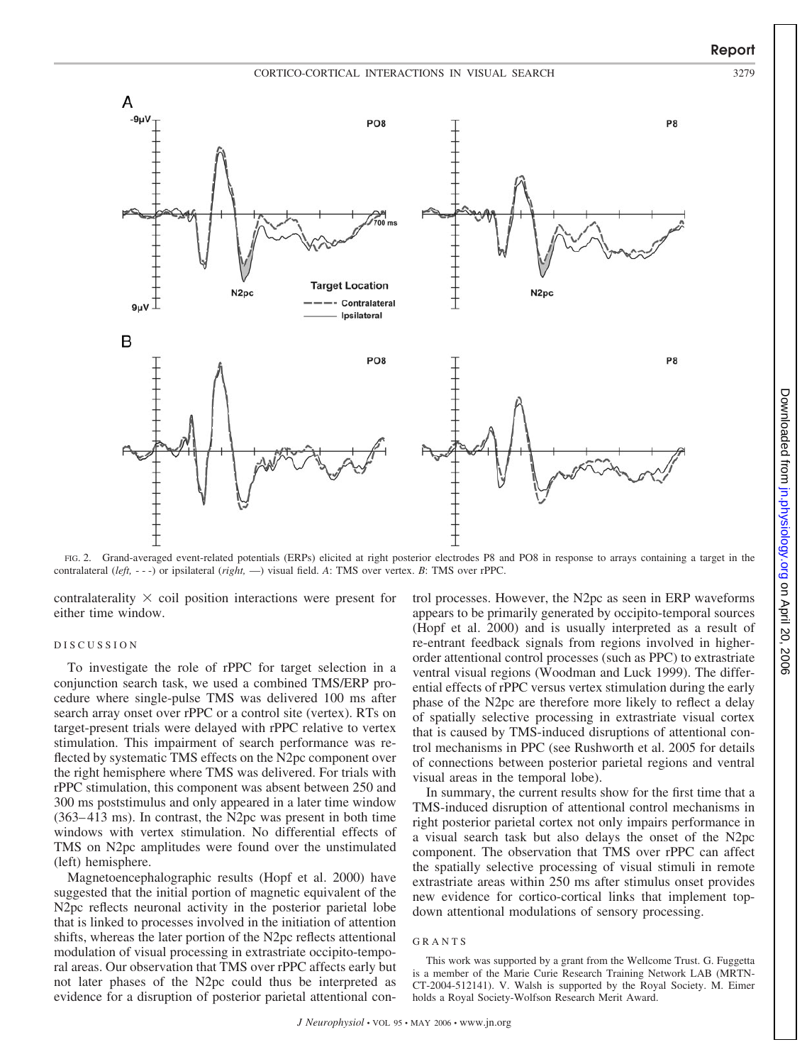FIG. 2. Grand-averaged event-related potentials (ERPs) elicited at right posterior electrodes P8 and PO8 in response to arrays containing a target in the contralateral (*left*, - - -) or ipsilateral (*right*, —) visual field. *A*: TMS over vertex. *B*: TMS over rPPC.

contralaterality × coil position interactions were present for either time window.

## DISCUSSION

To investigate the role of rPPC for target selection in a conjunction search task, we used a combined TMS/ERP procedure where single-pulse TMS was delivered 100 ms after search array onset over rPPC or a control site (vertex). RTs on target-present trials were delayed with rPPC relative to vertex stimulation. This impairment of search performance was reflected by systematic TMS effects on the N2pc component over the right hemisphere where TMS was delivered. For trials with rPPC stimulation, this component was absent between 250 and 300 ms poststimulus and only appeared in a later time window (363–413 ms). In contrast, the N2pc was present in both time windows with vertex stimulation. No differential effects of TMS on N2pc amplitudes were found over the unstimulated (left) hemisphere.

Magnetoencephalographic results (Hopf et al. 2000) have suggested that the initial portion of magnetic equivalent of the N2pc reflects neuronal activity in the posterior parietal lobe that is linked to processes involved in the initiation of attention shifts, whereas the later portion of the N2pc reflects attentional modulation of visual processing in extrastriate occipito-temporal areas. Our observation that TMS over rPPC affects early but not later phases of the N2pc could thus be interpreted as evidence for a disruption of posterior parietal attentional control processes. However, the N2pc as seen in ERP waveforms appears to be primarily generated by occipito-temporal sources (Hopf et al. 2000) and is usually interpreted as a result of re-entrant feedback signals from regions involved in higher-order attentional control processes (such as PPC) to extrastriate ventral visual regions (Woodman and Luck 1999). The differential effects of rPPC versus vertex stimulation during the early phase of the N2pc are therefore more likely to reflect a delay of spatially selective processing in extrastriate visual cortex that is caused by TMS-induced disruptions of attentional control mechanisms in PPC (see Rushworth et al. 2005 for details of connections between posterior parietal regions and ventral visual areas in the temporal lobe).

In summary, the current results show for the first time that a TMS-induced disruption of attentional control mechanisms in right posterior parietal cortex not only impairs performance in a visual search task but also delays the onset of the N2pc component. The observation that TMS over rPPC can affect the spatially selective processing of visual stimuli in remote extrastriate areas within 250 ms after stimulus onset provides new evidence for cortico-cortical links that implement top-down attentional modulations of sensory processing.

## GRANTS

This work was supported by a grant from the Wellcome Trust. G. Fuggetta is a member of the Marie Curie Research Training Network LAB (MRTN-CT-2004-512141). V. Walsh is supported by the Royal Society. M. Eimer holds a Royal Society-Wolfson Research Merit Award.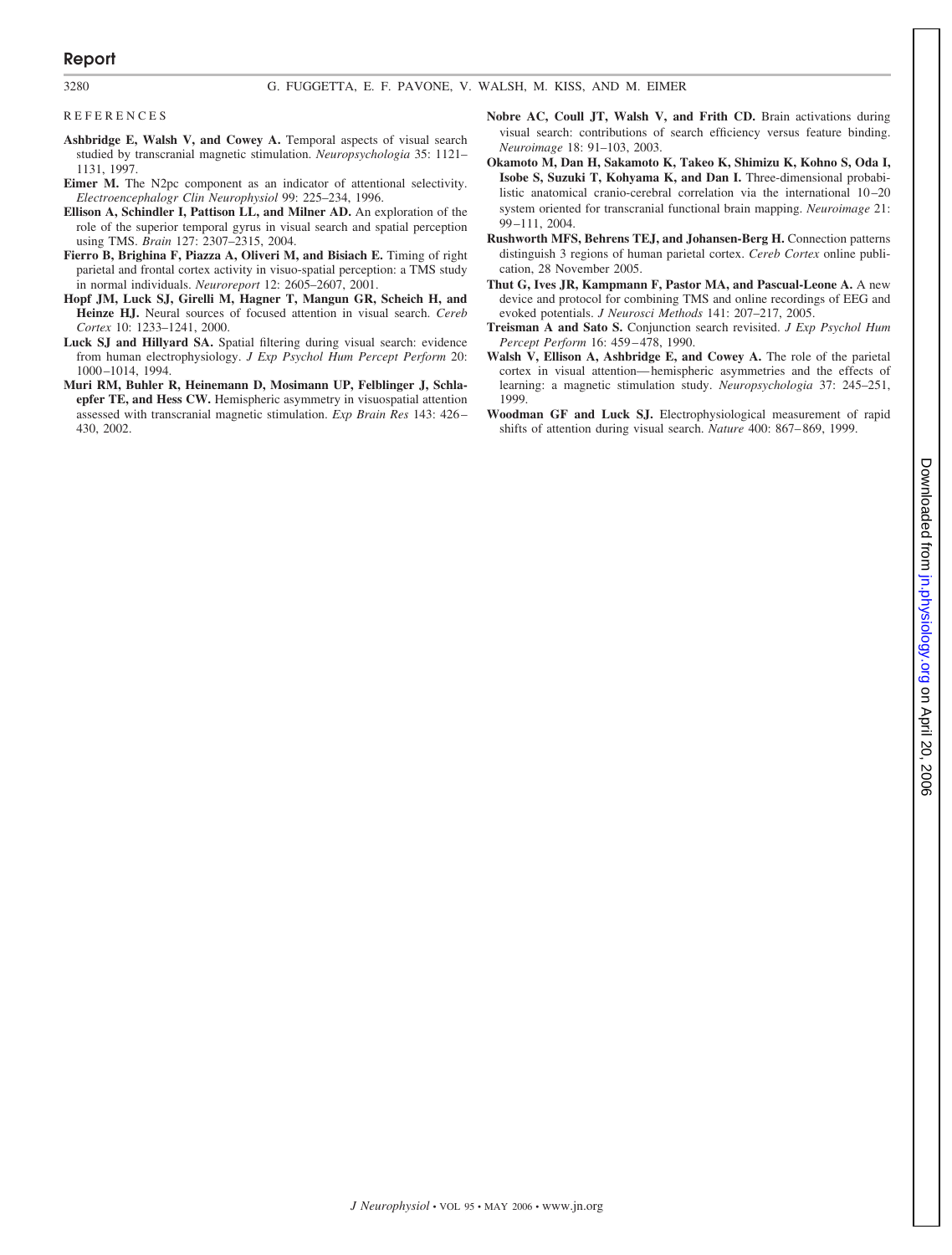## REFERENCES

**Ashbridge E, Walsh V, and Cowey A.** Temporal aspects of visual search studied by transcranial magnetic stimulation. *Neuropsychologia* 35: 1121–1131, 1997.

**Eimer M.** The N2pc component as an indicator of attentional selectivity. *Electroencephalogr Clin Neurophysiol* 99: 225–234, 1996.

**Ellison A, Schindler I, Pattison LL, and Milner AD.** An exploration of the role of the superior temporal gyrus in visual search and spatial perception using TMS. *Brain* 127: 2307–2315, 2004.

**Fierro B, Brighina F, Piazza A, Oliveri M, and Bisiach E.** Timing of right parietal and frontal cortex activity in visuo-spatial perception: a TMS study in normal individuals. *Neuroreport* 12: 2605–2607, 2001.

**Hopf JM, Luck SJ, Girelli M, Hagner T, Mangun GR, Scheich H, and Heinze HJ.** Neural sources of focused attention in visual search. *Cereb Cortex* 10: 1233–1241, 2000.

**Luck SJ and Hillyard SA.** Spatial filtering during visual search: evidence from human electrophysiology. *J Exp Psychol Hum Percept Perform* 20: 1000–1014, 1994.

**Muri RM, Buhler R, Heinemann D, Mosimann UP, Felblinger J, Schlaepfer TE, and Hess CW.** Hemispheric asymmetry in visuospatial attention assessed with transcranial magnetic stimulation. *Exp Brain Res* 143: 426–430, 2002.

**Nobre AC, Coull JT, Walsh V, and Frith CD.** Brain activations during visual search: contributions of search efficiency versus feature binding. *Neuroimage* 18: 91–103, 2003.

**Okamoto M, Dan H, Sakamoto K, Takeo K, Shimizu K, Kohno S, Oda I, Isobe S, Suzuki T, Kohyama K, and Dan I.** Three-dimensional probabilistic anatomical cranio-cerebral correlation via the international 10–20 system oriented for transcranial functional brain mapping. *Neuroimage* 21: 99–111, 2004.

**Rushworth MFS, Behrens TEJ, and Johansen-Berg H.** Connection patterns distinguish 3 regions of human parietal cortex. *Cereb Cortex* online publication, 28 November 2005.

**Thut G, Ives JR, Kampmann F, Pastor MA, and Pascual-Leone A.** A new device and protocol for combining TMS and online recordings of EEG and evoked potentials. *J Neurosci Methods* 141: 207–217, 2005.

**Treisman A and Sato S.** Conjunction search revisited. *J Exp Psychol Hum Percept Perform* 16: 459–478, 1990.

**Walsh V, Ellison A, Ashbridge E, and Cowey A.** The role of the parietal cortex in visual attention—hemispheric asymmetries and the effects of learning: a magnetic stimulation study. *Neuropsychologia* 37: 245–251, 1999.

**Woodman GF and Luck SJ.** Electrophysiological measurement of rapid shifts of attention during visual search. *Nature* 400: 867–869, 1999.